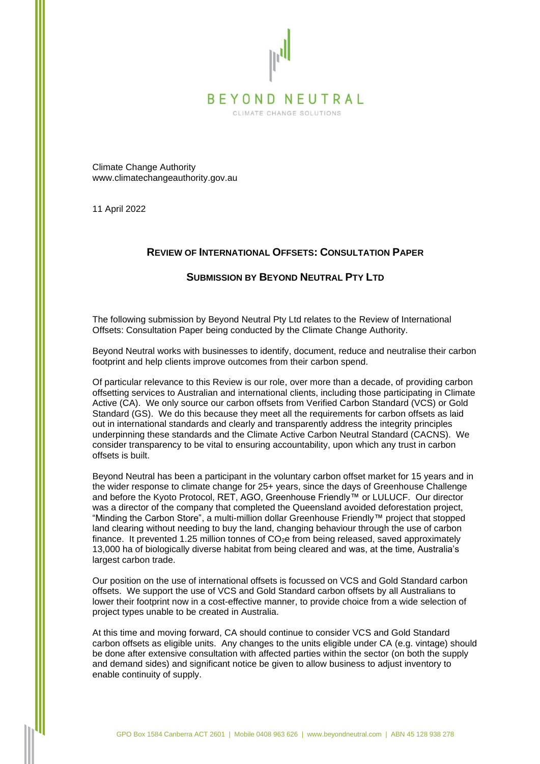BEYOND NEUTRAL

CLIMATE CHANGE SOLUTIONS

Climate Change Authority
www.climatechangeauthority.gov.au

11 April 2022

## REVIEW OF INTERNATIONAL OFFSETS: CONSULTATION PAPER

## SUBMISSION BY BEYOND NEUTRAL PTY LTD

The following submission by Beyond Neutral Pty Ltd relates to the Review of International Offsets: Consultation Paper being conducted by the Climate Change Authority.

Beyond Neutral works with businesses to identify, document, reduce and neutralise their carbon footprint and help clients improve outcomes from their carbon spend.

Of particular relevance to this Review is our role, over more than a decade, of providing carbon offsetting services to Australian and international clients, including those participating in Climate Active (CA). We only source our carbon offsets from Verified Carbon Standard (VCS) or Gold Standard (GS). We do this because they meet all the requirements for carbon offsets as laid out in international standards and clearly and transparently address the integrity principles underpinning these standards and the Climate Active Carbon Neutral Standard (CACNS). We consider transparency to be vital to ensuring accountability, upon which any trust in carbon offsets is built.

Beyond Neutral has been a participant in the voluntary carbon offset market for 15 years and in the wider response to climate change for 25+ years, since the days of Greenhouse Challenge and before the Kyoto Protocol, RET, AGO, Greenhouse Friendly™ or LULUCF. Our director was a director of the company that completed the Queensland avoided deforestation project, "Minding the Carbon Store", a multi-million dollar Greenhouse Friendly™ project that stopped land clearing without needing to buy the land, changing behaviour through the use of carbon finance. It prevented 1.25 million tonnes of $CO_2e$ from being released, saved approximately 13,000 ha of biologically diverse habitat from being cleared and was, at the time, Australia's largest carbon trade.

Our position on the use of international offsets is focussed on VCS and Gold Standard carbon offsets. We support the use of VCS and Gold Standard carbon offsets by all Australians to lower their footprint now in a cost-effective manner, to provide choice from a wide selection of project types unable to now be created in Australia.

At this time and moving forward, CA should continue to consider VCS and Gold Standard carbon offsets as eligible units. Any changes to the units eligible under CA (e.g. vintage) should be done after extensive consultation with affected parties within the sector (on both the supply and demand sides) and significant notice be given to allow business to adjust inventory to enable continuity of supply.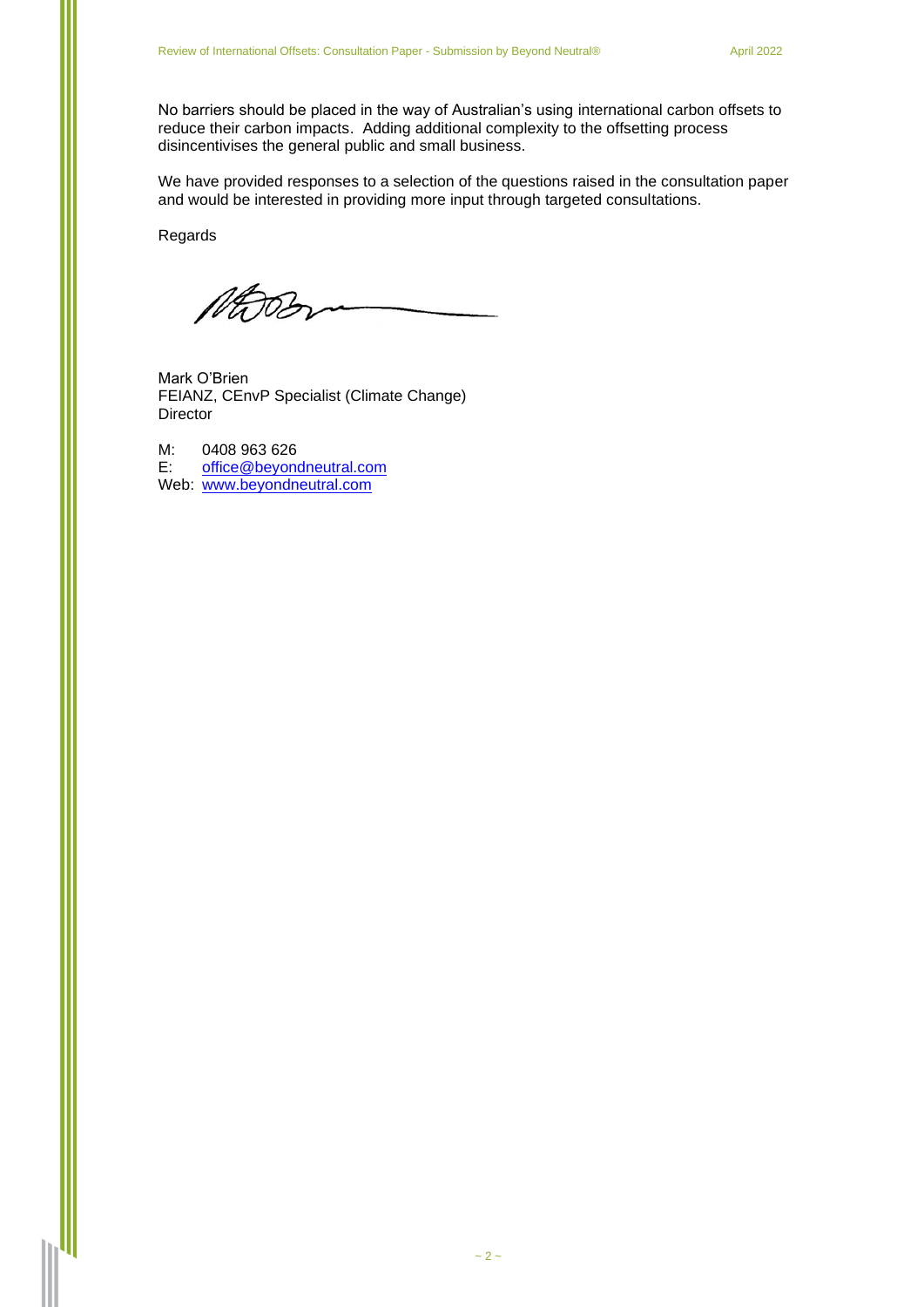No barriers should be placed in the way of Australian's using international carbon offsets to reduce their carbon impacts. Adding additional complexity to the offsetting process disincentivises the general public and small business.

We have provided responses to a selection of the questions raised in the consultation paper and would be interested in providing more input through targeted consultations.

Regards

Mark O'Brien
FEIANZ, CEnvP Specialist (Climate Change)
Director

M: 0408 963 626
E: office@beyondneutral.com
Web: www.beyondneutral.com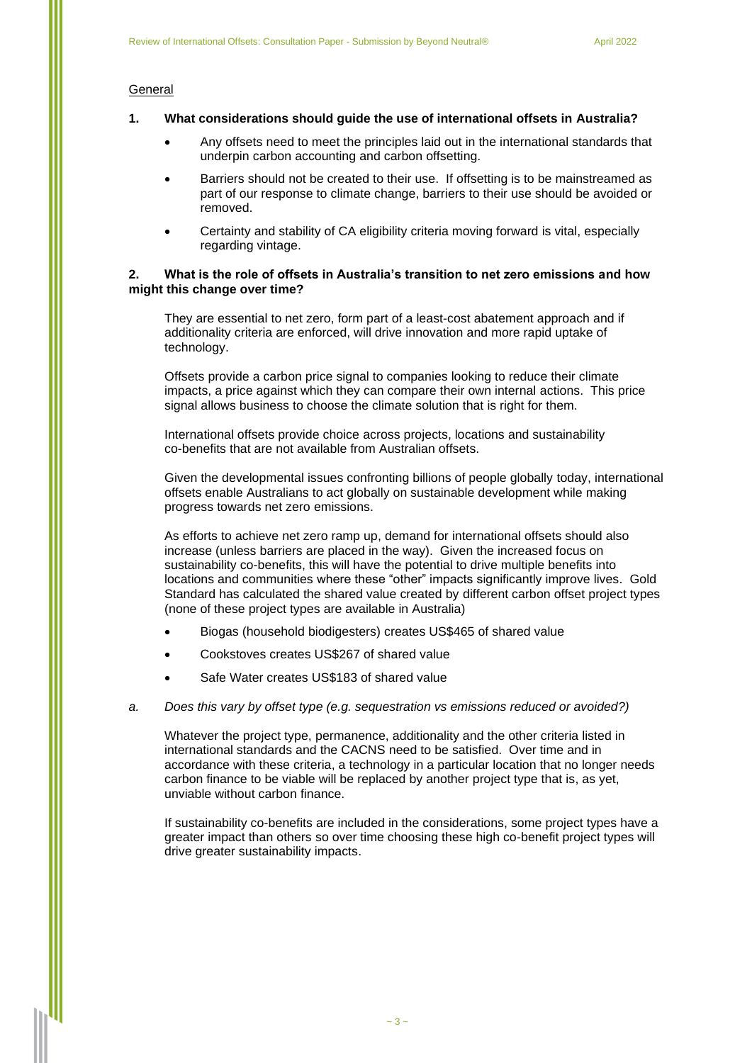General

**1. What considerations should guide the use of international offsets in Australia?**

- Any offsets need to meet the principles laid out in the international standards that underpin carbon accounting and carbon offsetting.
- Barriers should not be created to their use. If offsetting is to be mainstreamed as part of our response to climate change, barriers to their use should be avoided or removed.
- Certainty and stability of CA eligibility criteria moving forward is vital, especially regarding vintage.

**2. What is the role of offsets in Australia's transition to net zero emissions and how might this change over time?**

They are essential to net zero, form part of a least-cost abatement approach and if additionality criteria are enforced, will drive innovation and more rapid uptake of technology.

Offsets provide a carbon price signal to companies looking to reduce their climate impacts, a price against which they can compare their own internal actions. This price signal allows business to choose the climate solution that is right for them.

International offsets provide choice across projects, locations and sustainability co-benefits that are not available from Australian offsets.

Given the developmental issues confronting billions of people globally today, international offsets enable Australians to act globally on sustainable development while making progress towards net zero emissions.

As efforts to achieve net zero ramp up, demand for international offsets should also increase (unless barriers are placed in the way). Given the increased focus on sustainability co-benefits, this will have the potential to drive multiple benefits into locations and communities where these "other" impacts significantly improve lives. Gold Standard has calculated the shared value created by different carbon offset project types (none of these project types are available in Australia)

- Biogas (household biodigesters) creates US$465 of shared value
- Cookstoves creates US$267 of shared value
- Safe Water creates US$183 of shared value

*a. Does this vary by offset type (e.g. sequestration vs emissions reduced or avoided?)*

Whatever the project type, permanence, additionality and the other criteria listed in international standards and the CACNS need to be satisfied. Over time and in accordance with these criteria, a technology in a particular location that no longer needs carbon finance to be viable will be replaced by another project type that is, as yet, unviable without carbon finance.

If sustainability co-benefits are included in the considerations, some project types have a greater impact than others so over time choosing these high co-benefit project types will drive greater sustainability impacts.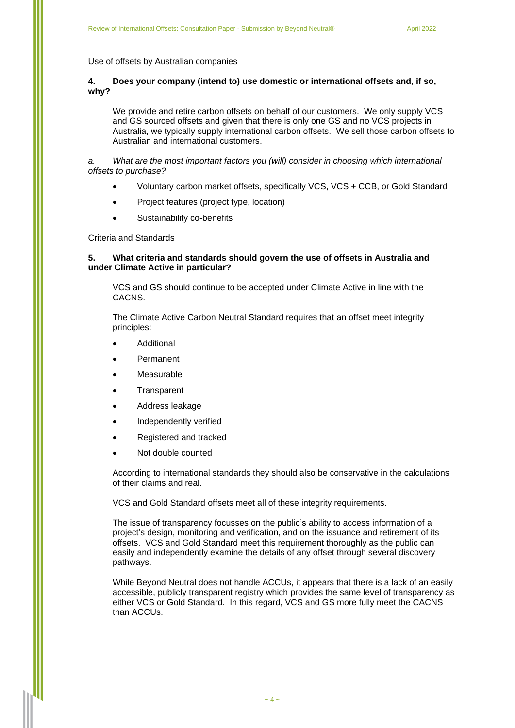Use of offsets by Australian companies

**4. Does your company (intend to) use domestic or international offsets and, if so, why?**

We provide and retire carbon offsets on behalf of our customers. We only supply VCS and GS sourced offsets and given that there is only one GS and no VCS projects in Australia, we typically supply international carbon offsets. We sell those carbon offsets to Australian and international customers.

*a. What are the most important factors you (will) consider in choosing which international offsets to purchase?*

- Voluntary carbon market offsets, specifically VCS, VCS + CCB, or Gold Standard
- Project features (project type, location)
- Sustainability co-benefits

Criteria and Standards

**5. What criteria and standards should govern the use of offsets in Australia and under Climate Active in particular?**

VCS and GS should continue to be accepted under Climate Active in line with the CACNS.

The Climate Active Carbon Neutral Standard requires that an offset meet integrity principles:

- Additional
- Permanent
- Measurable
- Transparent
- Address leakage
- Independently verified
- Registered and tracked
- Not double counted

According to international standards they should also be conservative in the calculations of their claims and real.

VCS and Gold Standard offsets meet all of these integrity requirements.

The issue of transparency focusses on the public's ability to access information of a project's design, monitoring and verification, and on the issuance and retirement of its offsets. VCS and Gold Standard meet this requirement thoroughly as the public can easily and independently examine the details of any offset through several discovery pathways.

While Beyond Neutral does not handle ACCUs, it appears that there is a lack of an easily accessible, publicly transparent registry which provides the same level of transparency as either VCS or Gold Standard. In this regard, VCS and GS more fully meet the CACNS than ACCUs.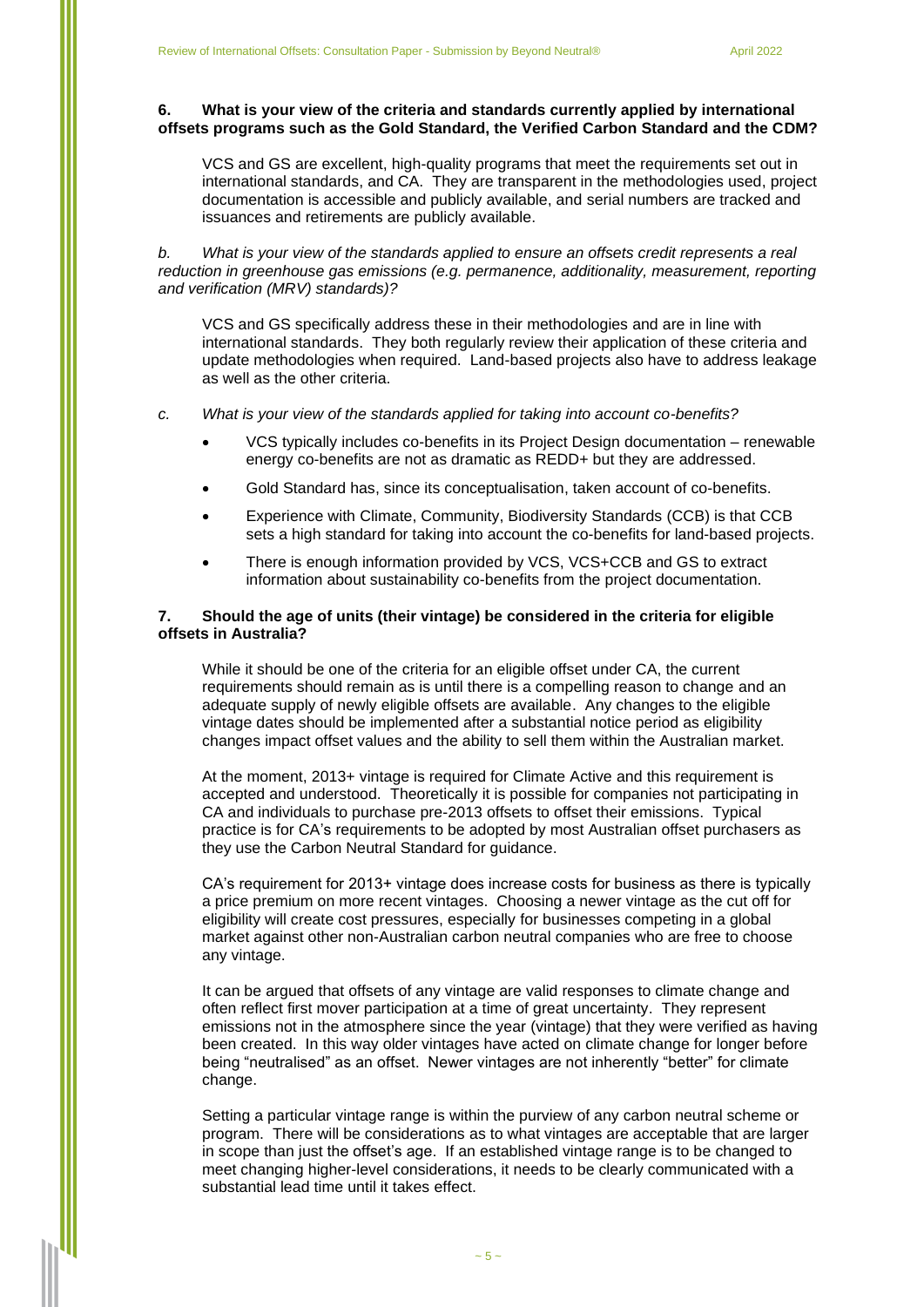**6. What is your view of the criteria and standards currently applied by international offsets programs such as the Gold Standard, the Verified Carbon Standard and the CDM?**

VCS and GS are excellent, high-quality programs that meet the requirements set out in international standards, and CA. They are transparent in the methodologies used, project documentation is accessible and publicly available, and serial numbers are tracked and issuances and retirements are publicly available.

*b. What is your view of the standards applied to ensure an offsets credit represents a real reduction in greenhouse gas emissions (e.g. permanence, additionality, measurement, reporting and verification (MRV) standards)?*

VCS and GS specifically address these in their methodologies and are in line with international standards. They both regularly review their application of these criteria and update methodologies when required. Land-based projects also have to address leakage as well as the other criteria.

*c. What is your view of the standards applied for taking into account co-benefits?*

- VCS typically includes co-benefits in its Project Design documentation – renewable energy co-benefits are not as dramatic as REDD+ but they are addressed.
- Gold Standard has, since its conceptualisation, taken account of co-benefits.
- Experience with Climate, Community, Biodiversity Standards (CCB) is that CCB sets a high standard for taking into account the co-benefits for land-based projects.
- There is enough information provided by VCS, VCS+CCB and GS to extract information about sustainability co-benefits from the project documentation.

**7. Should the age of units (their vintage) be considered in the criteria for eligible offsets in Australia?**

While it should be one of the criteria for an eligible offset under CA, the current requirements should remain as is until there is a compelling reason to change and an adequate supply of newly eligible offsets are available. Any changes to the eligible vintage dates should be implemented after a substantial notice period as eligibility changes impact offset values and the ability to sell them within the Australian market.

At the moment, 2013+ vintage is required for Climate Active and this requirement is accepted and understood. Theoretically it is possible for companies not participating in CA and individuals to purchase pre-2013 offsets to offset their emissions. Typical practice is for CA's requirements to be adopted by most Australian offset purchasers as they use the Carbon Neutral Standard for guidance.

CA's requirement for 2013+ vintage does increase costs for business as there is typically a price premium on more recent vintages. Choosing a newer vintage as the cut off for eligibility will create cost pressures, especially for businesses competing in a global market against other non-Australian carbon neutral companies who are free to choose any vintage.

It can be argued that offsets of any vintage are valid responses to climate change and often reflect first mover participation at a time of great uncertainty. They represent emissions not in the atmosphere since the year (vintage) that they were verified as having been created. In this way older vintages have acted on climate change for longer before being "neutralised" as an offset. Newer vintages are not inherently "better" for climate change.

Setting a particular vintage range is within the purview of any carbon neutral scheme or program. There will be considerations as to what vintages are acceptable that are larger in scope than just the offset's age. If an established vintage range is to be changed to meet changing higher-level considerations, it needs to be clearly communicated with a substantial lead time until it takes effect.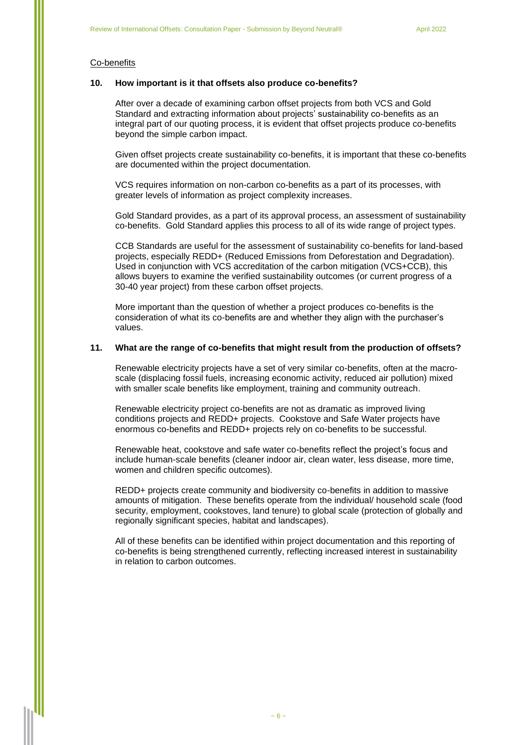Co-benefits

**10. How important is it that offsets also produce co-benefits?**

After over a decade of examining carbon offset projects from both VCS and Gold Standard and extracting information about projects' sustainability co-benefits as an integral part of our quoting process, it is evident that offset projects produce co-benefits beyond the simple carbon impact.

Given offset projects create sustainability co-benefits, it is important that these co-benefits are documented within the project documentation.

VCS requires information on non-carbon co-benefits as a part of its processes, with greater levels of information as project complexity increases.

Gold Standard provides, as a part of its approval process, an assessment of sustainability co-benefits. Gold Standard applies this process to all of its wide range of project types.

CCB Standards are useful for the assessment of sustainability co-benefits for land-based projects, especially REDD+ (Reduced Emissions from Deforestation and Degradation). Used in conjunction with VCS accreditation of the carbon mitigation (VCS+CCB), this allows buyers to examine the verified sustainability outcomes (or current progress of a 30-40 year project) from these carbon offset projects.

More important than the question of whether a project produces co-benefits is the consideration of what its co-benefits are and whether they align with the purchaser's values.

**11. What are the range of co-benefits that might result from the production of offsets?**

Renewable electricity projects have a set of very similar co-benefits, often at the macro-scale (displacing fossil fuels, increasing economic activity, reduced air pollution) mixed with smaller scale benefits like employment, training and community outreach.

Renewable electricity project co-benefits are not as dramatic as improved living conditions projects and REDD+ projects. Cookstove and Safe Water projects have enormous co-benefits and REDD+ projects rely on co-benefits to be successful.

Renewable heat, cookstove and safe water co-benefits reflect the project's focus and include human-scale benefits (cleaner indoor air, clean water, less disease, more time, women and children specific outcomes).

REDD+ projects create community and biodiversity co-benefits in addition to massive amounts of mitigation. These benefits operate from the individual/ household scale (food security, employment, cookstoves, land tenure) to global scale (protection of globally and regionally significant species, habitat and landscapes).

All of these benefits can be identified within project documentation and this reporting of co-benefits is being strengthened currently, reflecting increased interest in sustainability in relation to carbon outcomes.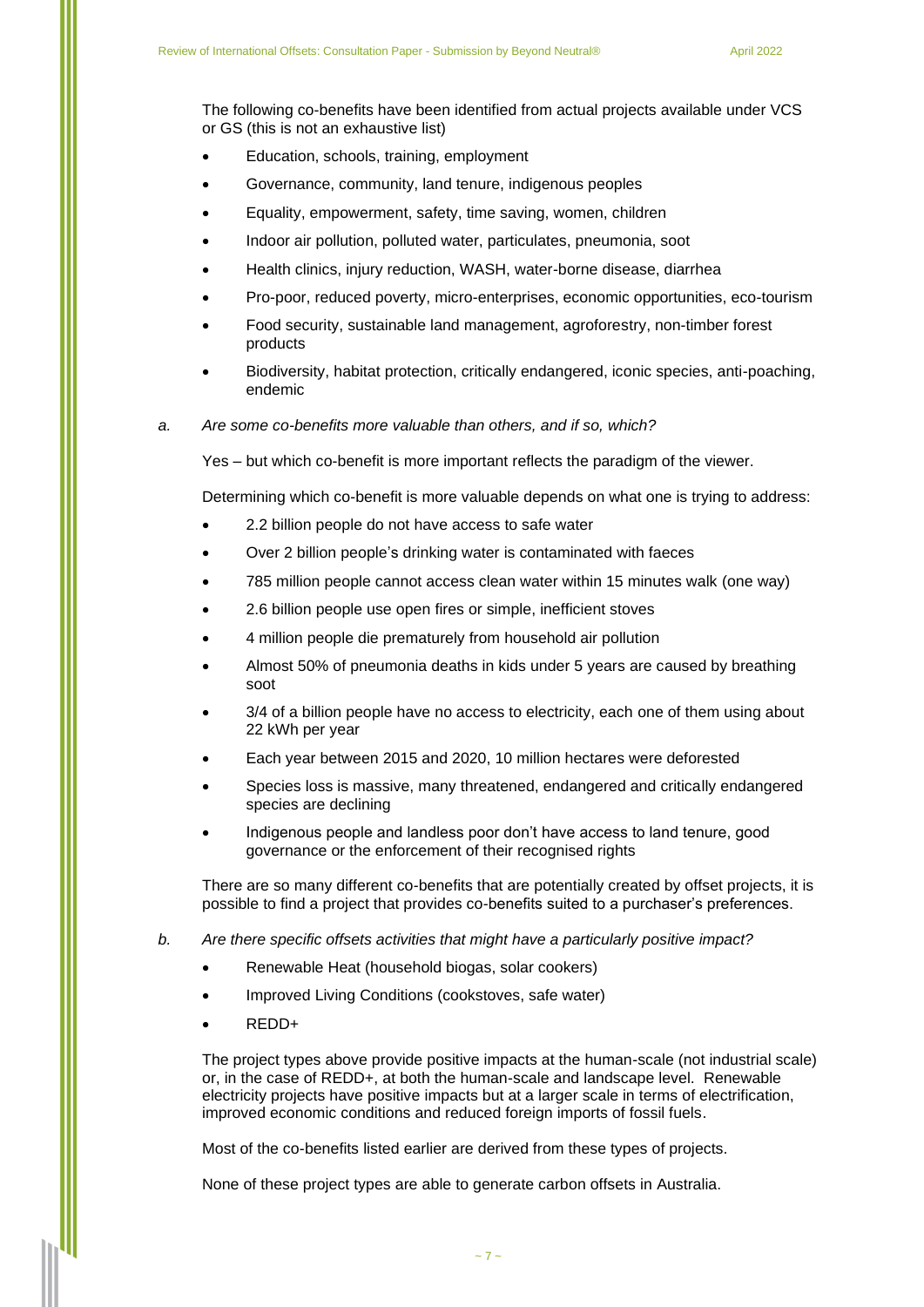The following co-benefits have been identified from actual projects available under VCS or GS (this is not an exhaustive list)

- Education, schools, training, employment
- Governance, community, land tenure, indigenous peoples
- Equality, empowerment, safety, time saving, women, children
- Indoor air pollution, polluted water, particulates, pneumonia, soot
- Health clinics, injury reduction, WASH, water-borne disease, diarrhea
- Pro-poor, reduced poverty, micro-enterprises, economic opportunities, eco-tourism
- Food security, sustainable land management, agroforestry, non-timber forest products
- Biodiversity, habitat protection, critically endangered, iconic species, anti-poaching, endemic

a. *Are some co-benefits more valuable than others, and if so, which?*

Yes – but which co-benefit is more important reflects the paradigm of the viewer.

Determining which co-benefit is more valuable depends on what one is trying to address:

- 2.2 billion people do not have access to safe water
- Over 2 billion people's drinking water is contaminated with faeces
- 785 million people cannot access clean water within 15 minutes walk (one way)
- 2.6 billion people use open fires or simple, inefficient stoves
- 4 million people die prematurely from household air pollution
- Almost 50% of pneumonia deaths in kids under 5 years are caused by breathing soot
- 3/4 of a billion people have no access to electricity, each one of them using about 22 kWh per year
- Each year between 2015 and 2020, 10 million hectares were deforested
- Species loss is massive, many threatened, endangered and critically endangered species are declining
- Indigenous people and landless poor don't have access to land tenure, good governance or the enforcement of their recognised rights

There are so many different co-benefits that are potentially created by offset projects, it is possible to find a project that provides co-benefits suited to a purchaser's preferences.

b. *Are there specific offsets activities that might have a particularly positive impact?*

- Renewable Heat (household biogas, solar cookers)
- Improved Living Conditions (cookstoves, safe water)
- REDD+

The project types above provide positive impacts at the human-scale (not industrial scale) or, in the case of REDD+, at both the human-scale and landscape level. Renewable electricity projects have positive impacts but at a larger scale in terms of electrification, improved economic conditions and reduced foreign imports of fossil fuels.

Most of the co-benefits listed earlier are derived from these types of projects.

None of these project types are able to generate carbon offsets in Australia.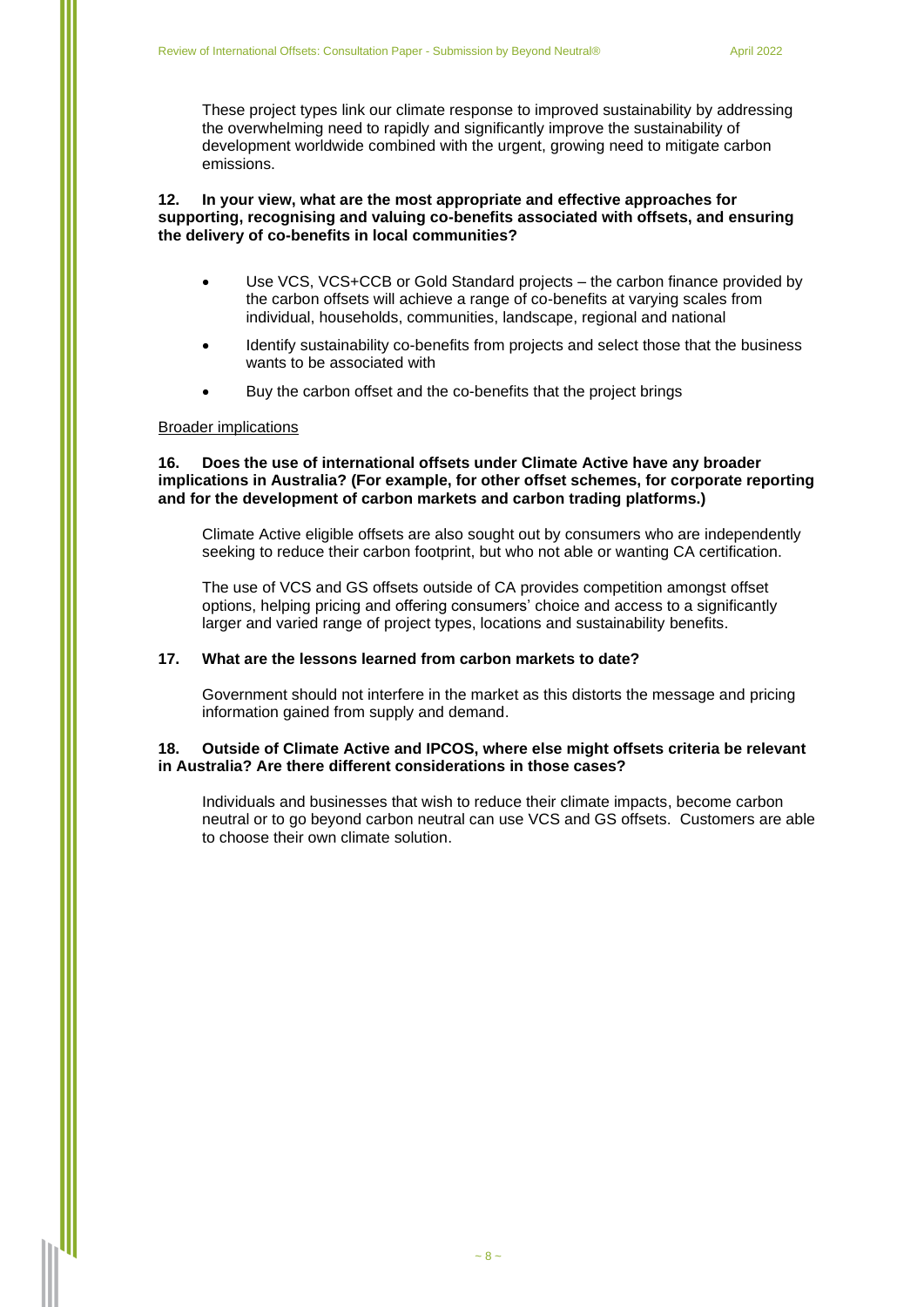These project types link our climate response to improved sustainability by addressing the overwhelming need to rapidly and significantly improve the sustainability of development worldwide combined with the urgent, growing need to mitigate carbon emissions.

**12. In your view, what are the most appropriate and effective approaches for supporting, recognising and valuing co-benefits associated with offsets, and ensuring the delivery of co-benefits in local communities?**

- Use VCS, VCS+CCB or Gold Standard projects – the carbon finance provided by the carbon offsets will achieve a range of co-benefits at varying scales from individual, households, communities, landscape, regional and national
- Identify sustainability co-benefits from projects and select those that the business wants to be associated with
- Buy the carbon offset and the co-benefits that the project brings

<u>Broader implications</u>

**16. Does the use of international offsets under Climate Active have any broader implications in Australia? (For example, for other offset schemes, for corporate reporting and for the development of carbon markets and carbon trading platforms.)**

Climate Active eligible offsets are also sought out by consumers who are independently seeking to reduce their carbon footprint, but who not able or wanting CA certification.

The use of VCS and GS offsets outside of CA provides competition amongst offset options, helping pricing and offering consumers' choice and access to a significantly larger and varied range of project types, locations and sustainability benefits.

**17. What are the lessons learned from carbon markets to date?**

Government should not interfere in the market as this distorts the message and pricing information gained from supply and demand.

**18. Outside of Climate Active and IPCOS, where else might offsets criteria be relevant in Australia? Are there different considerations in those cases?**

Individuals and businesses that wish to reduce their climate impacts, become carbon neutral or to go beyond carbon neutral can use VCS and GS offsets. Customers are able to choose their own climate solution.